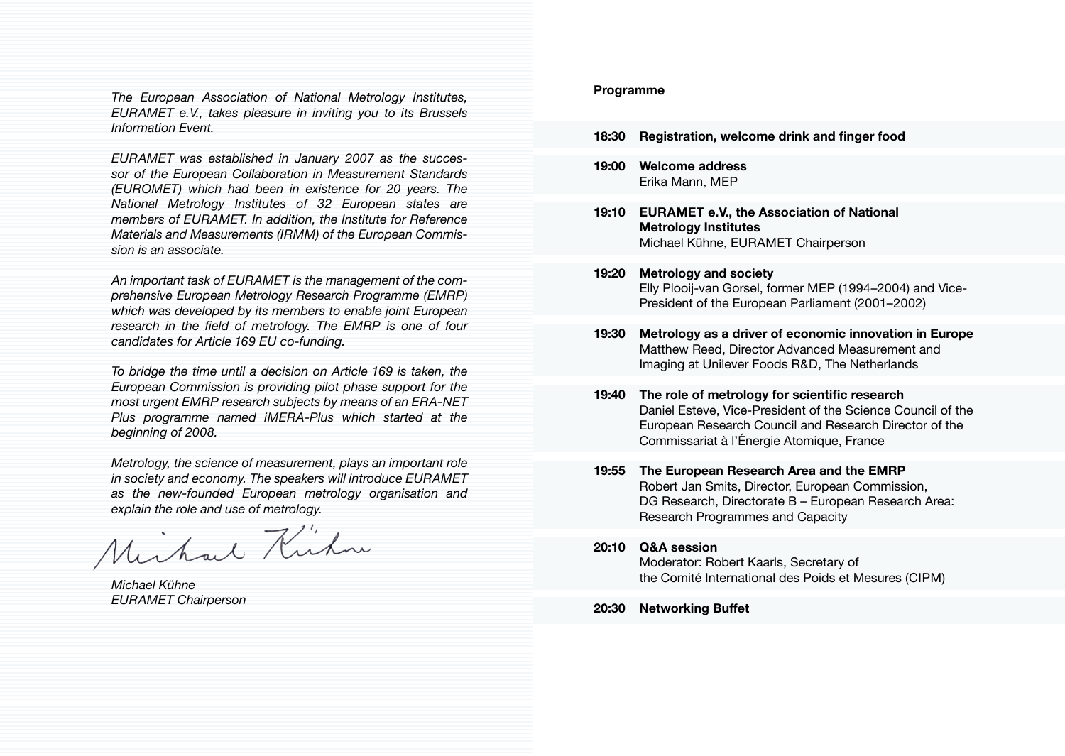*The European Association of National Metrology Institutes, EURAMET e.V., takes pleasure in inviting you to its Brussels Information Event.*

*EURAMET was established in January 2007 as the successor of the European Collaboration in Measurement Standards (EUROMET) which had been in existence for 20 years. The National Metrology Institutes of 32 European states are members of EURAMET. In addition, the Institute for Reference Materials and Measurements (IRMM) of the European Commission is an associate.*

*An important task of EURAMET is the management of the comprehensive European Metrology Research Programme (EMRP) which was developed by its members to enable joint European research in the field of metrology. The EMRP is one of four candidates for Article 169 EU co-funding.*

*To bridge the time until a decision on Article 169 is taken, the European Commission is providing pilot phase support for the most urgent EMRP research subjects by means of an ERA-NET Plus programme named iMERA-Plus which started at the beginning of 2008.*

*Metrology, the science of measurement, plays an important role in society and economy. The speakers will introduce EURAMET as the new-founded European metrology organisation and explain the role and use of metrology.*

*Michael Kühne*
*EURAMET Chairperson*

**Programme**

**18:30 Registration, welcome drink and finger food**

**19:00 Welcome address**
Erika Mann, MEP

**19:10 EURAMET e.V., the Association of National Metrology Institutes**
Michael Kühne, EURAMET Chairperson

**19:20 Metrology and society**
Elly Plooij-van Gorsel, former MEP (1994–2004) and Vice-President of the European Parliament (2001–2002)

**19:30 Metrology as a driver of economic innovation in Europe**
Matthew Reed, Director Advanced Measurement and Imaging at Unilever Foods R&D, The Netherlands

**19:40 The role of metrology for scientific research**
Daniel Esteve, Vice-President of the Science Council of the European Research Council and Research Director of the Commissariat à l'Énergie Atomique, France

**19:55 The European Research Area and the EMRP**
Robert Jan Smits, Director, European Commission, DG Research, Directorate B – European Research Area: Research Programmes and Capacity

**20:10 Q&A session**
Moderator: Robert Kaarls, Secretary of the Comité International des Poids et Mesures (CIPM)

**20:30 Networking Buffet**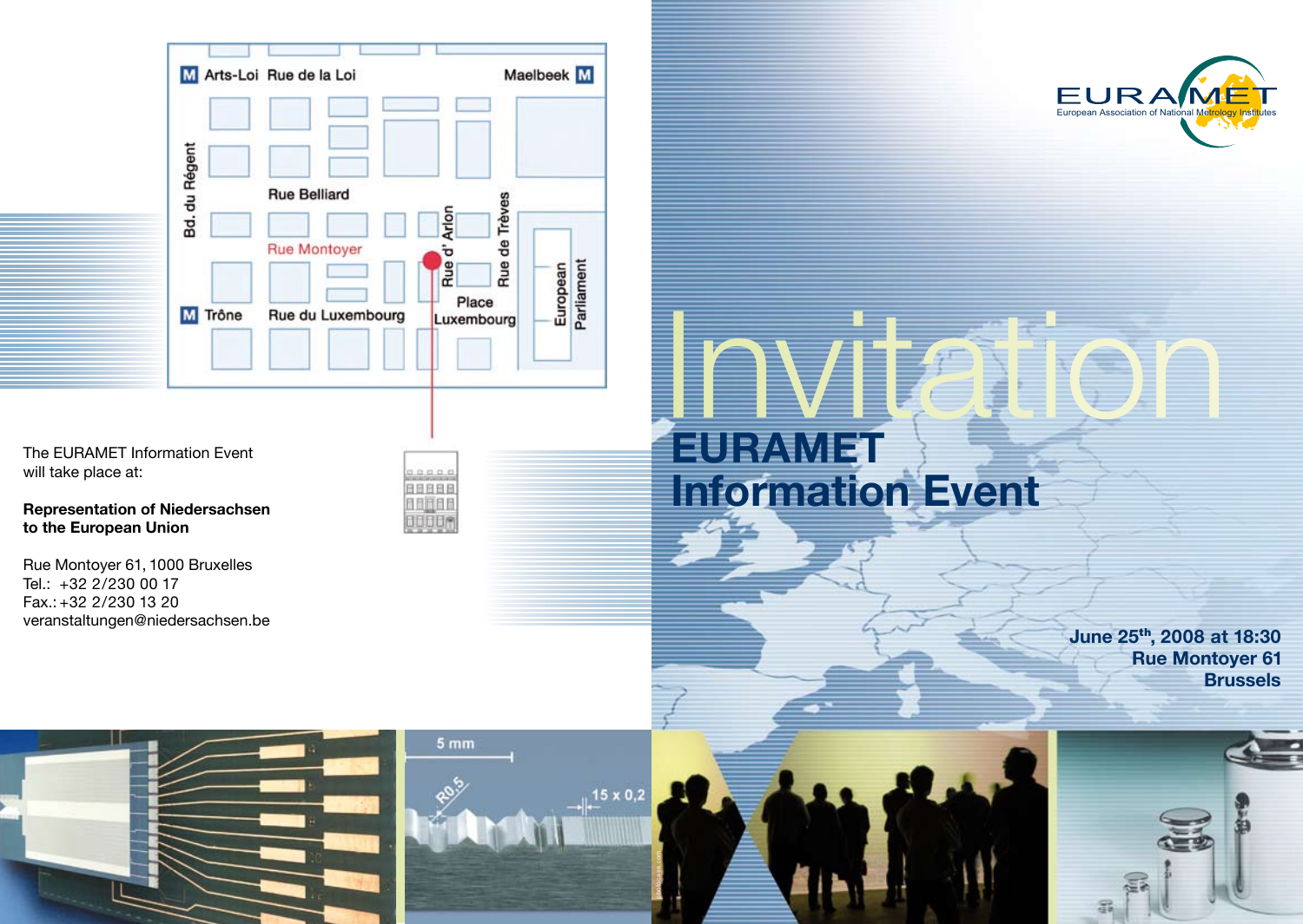The EURAMET Information Event will take place at:

**Representation of Niedersachsen to the European Union**

Rue Montoyer 61, 1000 Bruxelles
Tel.: +32 2/230 00 17
Fax.: +32 2/230 13 20
veranstaltungen@niedersachsen.be

EURAMET
European Association of National Metrology Institutes

# Invitation

## EURAMET Information Event

**June 25th, 2008 at 18:30**
**Rue Montoyer 61**
**Brussels**